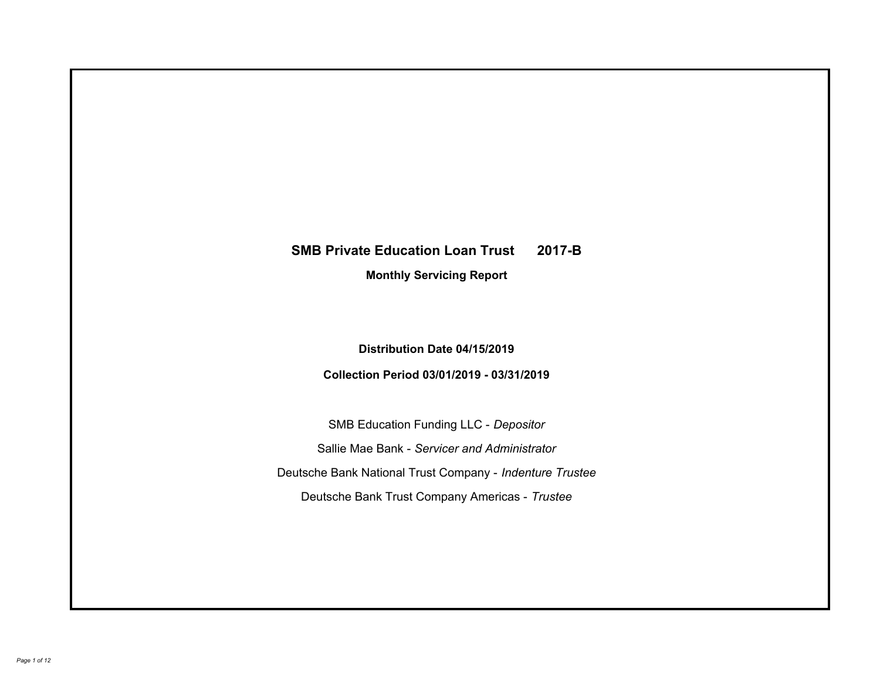# SMB Private Education Loan Trust 2017-B

## Monthly Servicing Report

**Distribution Date 04/15/2019**

**Collection Period 03/01/2019 - 03/31/2019**

SMB Education Funding LLC - *Depositor*

Sallie Mae Bank - *Servicer and Administrator*

Deutsche Bank National Trust Company - *Indenture Trustee*

Deutsche Bank Trust Company Americas - *Trustee*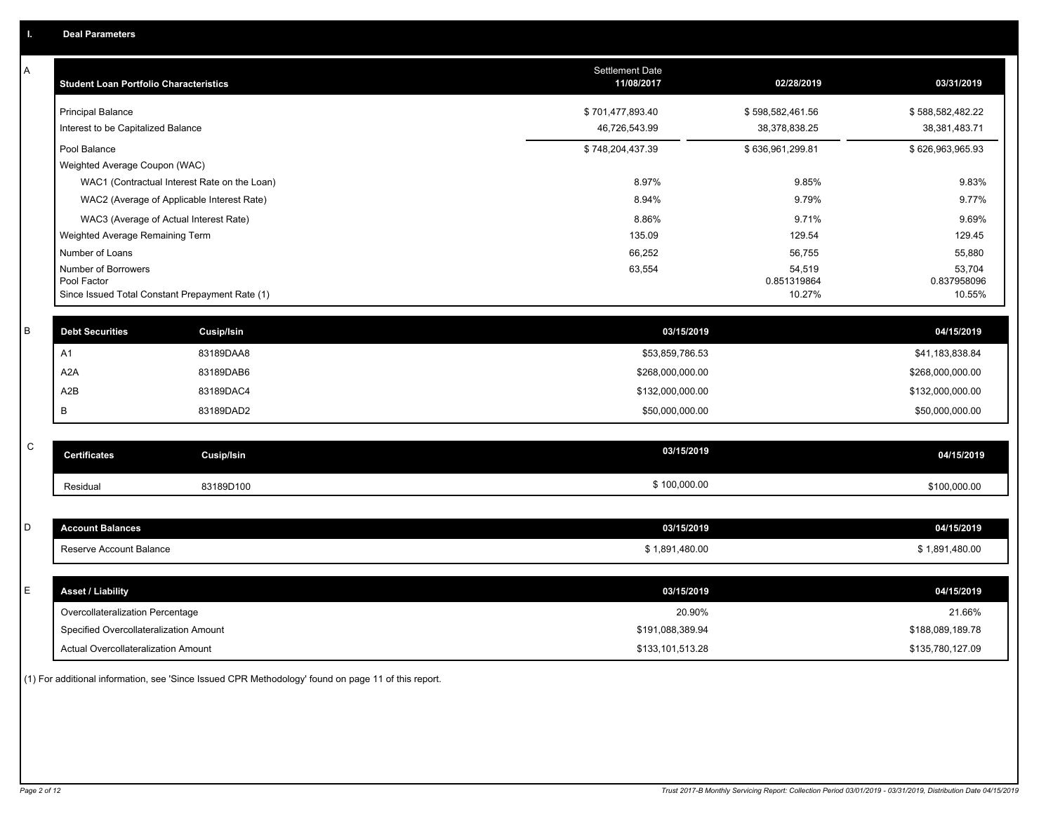## I. Deal Parameters

### A

| Student Loan Portfolio Characteristics | Settlement Date 11/08/2017 | 02/28/2019 | 03/31/2019 |
|---|---|---|---|
| Principal Balance | $ 701,477,893.40 | $ 598,582,461.56 | $ 588,582,482.22 |
| Interest to be Capitalized Balance | 46,726,543.99 | 38,378,838.25 | 38,381,483.71 |
| Pool Balance | $ 748,204,437.39 | $ 636,961,299.81 | $ 626,963,965.93 |
| Weighted Average Coupon (WAC) | | | |
| WAC1 (Contractual Interest Rate on the Loan) | 8.97% | 9.85% | 9.83% |
| WAC2 (Average of Applicable Interest Rate) | 8.94% | 9.79% | 9.77% |
| WAC3 (Average of Actual Interest Rate) | 8.86% | 9.71% | 9.69% |
| Weighted Average Remaining Term | 135.09 | 129.54 | 129.45 |
| Number of Loans | 66,252 | 56,755 | 55,880 |
| Number of Borrowers | 63,554 | 54,519 | 53,704 |
| Pool Factor | | 0.851319864 | 0.837958096 |
| Since Issued Total Constant Prepayment Rate (1) | | 10.27% | 10.55% |

### B

| Debt Securities | Cusip/Isin | 03/15/2019 | 04/15/2019 |
|---|---|---|---|
| A1 | 83189DAA8 | $53,859,786.53 | $41,183,838.84 |
| A2A | 83189DAB6 | $268,000,000.00 | $268,000,000.00 |
| A2B | 83189DAC4 | $132,000,000.00 | $132,000,000.00 |
| B | 83189DAD2 | $50,000,000.00 | $50,000,000.00 |

### C

| Certificates | Cusip/Isin | 03/15/2019 | 04/15/2019 |
|---|---|---|---|
| Residual | 83189D100 | $ 100,000.00 | $100,000.00 |

### D

| Account Balances | 03/15/2019 | 04/15/2019 |
|---|---|---|
| Reserve Account Balance | $ 1,891,480.00 | $ 1,891,480.00 |

### E

| Asset / Liability | 03/15/2019 | 04/15/2019 |
|---|---|---|
| Overcollateralization Percentage | 20.90% | 21.66% |
| Specified Overcollateralization Amount | $191,088,389.94 | $188,089,189.78 |
| Actual Overcollateralization Amount | $133,101,513.28 | $135,780,127.09 |

(1) For additional information, see 'Since Issued CPR Methodology' found on page 11 of this report.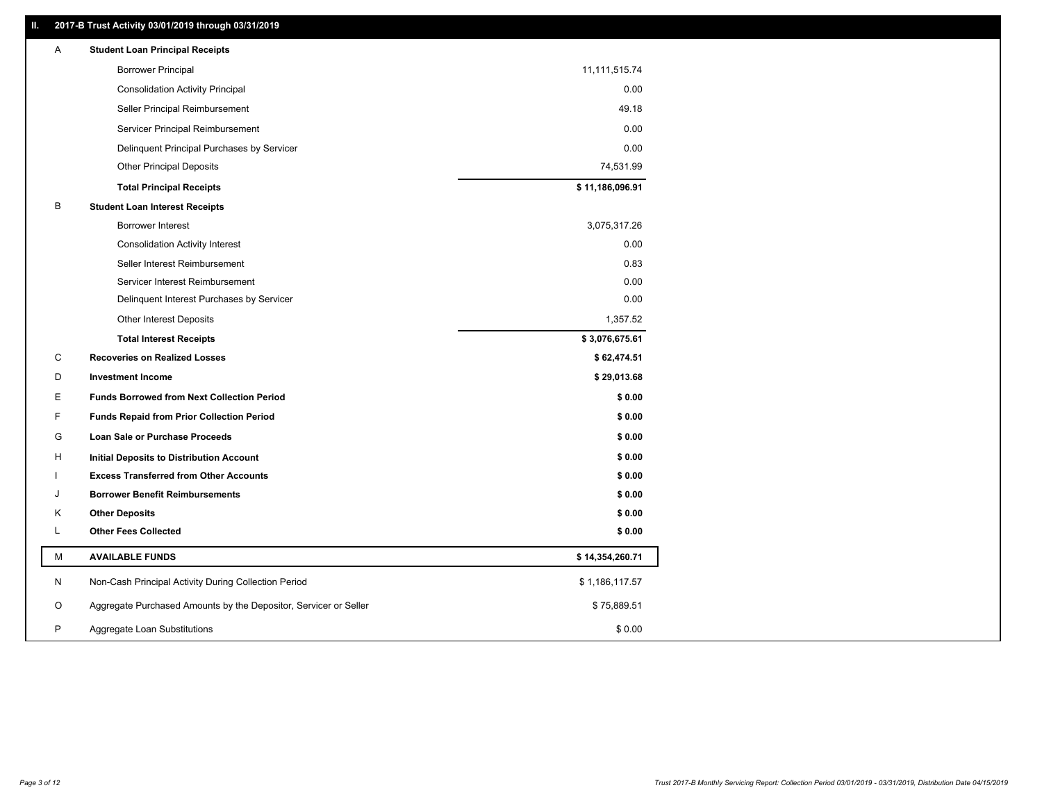## II. 2017-B Trust Activity 03/01/2019 through 03/31/2019

| | | |
|---|---|---|
| A | **Student Loan Principal Receipts** | |
| | Borrower Principal | 11,111,515.74 |
| | Consolidation Activity Principal | 0.00 |
| | Seller Principal Reimbursement | 49.18 |
| | Servicer Principal Reimbursement | 0.00 |
| | Delinquent Principal Purchases by Servicer | 0.00 |
| | Other Principal Deposits | 74,531.99 |
| | **Total Principal Receipts** | **$ 11,186,096.91** |
| B | **Student Loan Interest Receipts** | |
| | Borrower Interest | 3,075,317.26 |
| | Consolidation Activity Interest | 0.00 |
| | Seller Interest Reimbursement | 0.83 |
| | Servicer Interest Reimbursement | 0.00 |
| | Delinquent Interest Purchases by Servicer | 0.00 |
| | Other Interest Deposits | 1,357.52 |
| | **Total Interest Receipts** | **$ 3,076,675.61** |
| C | **Recoveries on Realized Losses** | **$ 62,474.51** |
| D | **Investment Income** | **$ 29,013.68** |
| E | **Funds Borrowed from Next Collection Period** | **$ 0.00** |
| F | **Funds Repaid from Prior Collection Period** | **$ 0.00** |
| G | **Loan Sale or Purchase Proceeds** | **$ 0.00** |
| H | **Initial Deposits to Distribution Account** | **$ 0.00** |
| I | **Excess Transferred from Other Accounts** | **$ 0.00** |
| J | **Borrower Benefit Reimbursements** | **$ 0.00** |
| K | **Other Deposits** | **$ 0.00** |
| L | **Other Fees Collected** | **$ 0.00** |
| M | **AVAILABLE FUNDS** | **$ 14,354,260.71** |
| N | Non-Cash Principal Activity During Collection Period | $ 1,186,117.57 |
| O | Aggregate Purchased Amounts by the Depositor, Servicer or Seller | $ 75,889.51 |
| P | Aggregate Loan Substitutions | $ 0.00 |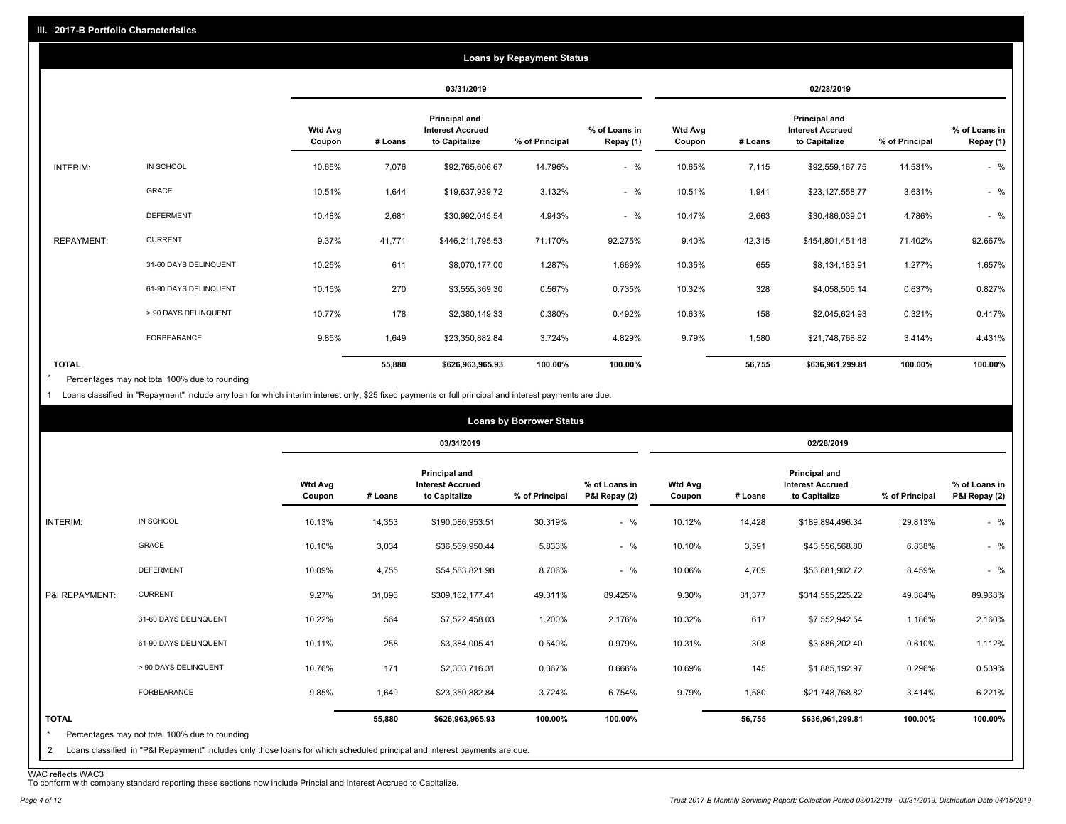## III. 2017-B Portfolio Characteristics

### Loans by Repayment Status

| | | 03/31/2019 | | | | | 02/28/2019 | | | | |
|---|---|---|---|---|---|---|---|---|---|---|---|
| | | Wtd Avg Coupon | # Loans | Principal and Interest Accrued to Capitalize | % of Principal | % of Loans in Repay (1) | Wtd Avg Coupon | # Loans | Principal and Interest Accrued to Capitalize | % of Principal | % of Loans in Repay (1) |
| INTERIM: | IN SCHOOL | 10.65% | 7,076 | $92,765,606.67 | 14.796% | - % | 10.65% | 7,115 | $92,559,167.75 | 14.531% | - % |
| | GRACE | 10.51% | 1,644 | $19,637,939.72 | 3.132% | - % | 10.51% | 1,941 | $23,127,558.77 | 3.631% | - % |
| | DEFERMENT | 10.48% | 2,681 | $30,992,045.54 | 4.943% | - % | 10.47% | 2,663 | $30,486,039.01 | 4.786% | - % |
| REPAYMENT: | CURRENT | 9.37% | 41,771 | $446,211,795.53 | 71.170% | 92.275% | 9.40% | 42,315 | $454,801,451.48 | 71.402% | 92.667% |
| | 31-60 DAYS DELINQUENT | 10.25% | 611 | $8,070,177.00 | 1.287% | 1.669% | 10.35% | 655 | $8,134,183.91 | 1.277% | 1.657% |
| | 61-90 DAYS DELINQUENT | 10.15% | 270 | $3,555,369.30 | 0.567% | 0.735% | 10.32% | 328 | $4,058,505.14 | 0.637% | 0.827% |
| | > 90 DAYS DELINQUENT | 10.77% | 178 | $2,380,149.33 | 0.380% | 0.492% | 10.63% | 158 | $2,045,624.93 | 0.321% | 0.417% |
| | FORBEARANCE | 9.85% | 1,649 | $23,350,882.84 | 3.724% | 4.829% | 9.79% | 1,580 | $21,748,768.82 | 3.414% | 4.431% |
| **TOTAL** | | | **55,880** | **$626,963,965.93** | **100.00%** | **100.00%** | | **56,755** | **$636,961,299.81** | **100.00%** | **100.00%** |

\* Percentages may not total 100% due to rounding

1 Loans classified in "Repayment" include any loan for which interim interest only, $25 fixed payments or full principal and interest payments are due.

### Loans by Borrower Status

| | | 03/31/2019 | | | | | 02/28/2019 | | | | |
|---|---|---|---|---|---|---|---|---|---|---|---|
| | | Wtd Avg Coupon | # Loans | Principal and Interest Accrued to Capitalize | % of Principal | % of Loans in P&I Repay (2) | Wtd Avg Coupon | # Loans | Principal and Interest Accrued to Capitalize | % of Principal | % of Loans in P&I Repay (2) |
| INTERIM: | IN SCHOOL | 10.13% | 14,353 | $190,086,953.51 | 30.319% | - % | 10.12% | 14,428 | $189,894,496.34 | 29.813% | - % |
| | GRACE | 10.10% | 3,034 | $36,569,950.44 | 5.833% | - % | 10.10% | 3,591 | $43,556,568.80 | 6.838% | - % |
| | DEFERMENT | 10.09% | 4,755 | $54,583,821.98 | 8.706% | - % | 10.06% | 4,709 | $53,881,902.72 | 8.459% | - % |
| P&I REPAYMENT: | CURRENT | 9.27% | 31,096 | $309,162,177.41 | 49.311% | 89.425% | 9.30% | 31,377 | $314,555,225.22 | 49.384% | 89.968% |
| | 31-60 DAYS DELINQUENT | 10.22% | 564 | $7,522,458.03 | 1.200% | 2.176% | 10.32% | 617 | $7,552,942.54 | 1.186% | 2.160% |
| | 61-90 DAYS DELINQUENT | 10.11% | 258 | $3,384,005.41 | 0.540% | 0.979% | 10.31% | 308 | $3,886,202.40 | 0.610% | 1.112% |
| | > 90 DAYS DELINQUENT | 10.76% | 171 | $2,303,716.31 | 0.367% | 0.666% | 10.69% | 145 | $1,885,192.97 | 0.296% | 0.539% |
| | FORBEARANCE | 9.85% | 1,649 | $23,350,882.84 | 3.724% | 6.754% | 9.79% | 1,580 | $21,748,768.82 | 3.414% | 6.221% |
| **TOTAL** | | | **55,880** | **$626,963,965.93** | **100.00%** | **100.00%** | | **56,755** | **$636,961,299.81** | **100.00%** | **100.00%** |

\* Percentages may not total 100% due to rounding

2 Loans classified in "P&I Repayment" includes only those loans for which scheduled principal and interest payments are due.

WAC reflects WAC3

To conform with company standard reporting these sections now include Princial and Interest Accrued to Capitalize.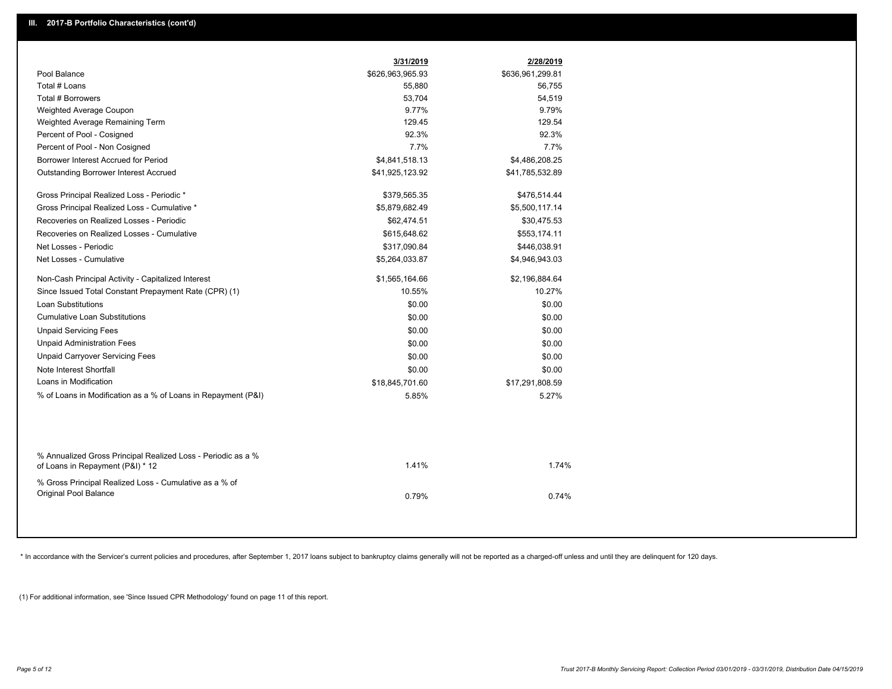## III. 2017-B Portfolio Characteristics (cont'd)

| | 3/31/2019 | 2/28/2019 |
|---|---|---|
| Pool Balance | $626,963,965.93 | $636,961,299.81 |
| Total # Loans | 55,880 | 56,755 |
| Total # Borrowers | 53,704 | 54,519 |
| Weighted Average Coupon | 9.77% | 9.79% |
| Weighted Average Remaining Term | 129.45 | 129.54 |
| Percent of Pool - Cosigned | 92.3% | 92.3% |
| Percent of Pool - Non Cosigned | 7.7% | 7.7% |
| Borrower Interest Accrued for Period | $4,841,518.13 | $4,486,208.25 |
| Outstanding Borrower Interest Accrued | $41,925,123.92 | $41,785,532.89 |
| Gross Principal Realized Loss - Periodic * | $379,565.35 | $476,514.44 |
| Gross Principal Realized Loss - Cumulative * | $5,879,682.49 | $5,500,117.14 |
| Recoveries on Realized Losses - Periodic | $62,474.51 | $30,475.53 |
| Recoveries on Realized Losses - Cumulative | $615,648.62 | $553,174.11 |
| Net Losses - Periodic | $317,090.84 | $446,038.91 |
| Net Losses - Cumulative | $5,264,033.87 | $4,946,943.03 |
| Non-Cash Principal Activity - Capitalized Interest | $1,565,164.66 | $2,196,884.64 |
| Since Issued Total Constant Prepayment Rate (CPR) (1) | 10.55% | 10.27% |
| Loan Substitutions | $0.00 | $0.00 |
| Cumulative Loan Substitutions | $0.00 | $0.00 |
| Unpaid Servicing Fees | $0.00 | $0.00 |
| Unpaid Administration Fees | $0.00 | $0.00 |
| Unpaid Carryover Servicing Fees | $0.00 | $0.00 |
| Note Interest Shortfall | $0.00 | $0.00 |
| Loans in Modification | $18,845,701.60 | $17,291,808.59 |
| % of Loans in Modification as a % of Loans in Repayment (P&I) | 5.85% | 5.27% |
| % Annualized Gross Principal Realized Loss - Periodic as a % of Loans in Repayment (P&I) * 12 | 1.41% | 1.74% |
| % Gross Principal Realized Loss - Cumulative as a % of Original Pool Balance | 0.79% | 0.74% |

* In accordance with the Servicer's current policies and procedures, after September 1, 2017 loans subject to bankruptcy claims generally will not be reported as a charged-off unless and until they are delinquent for 120 days.

(1) For additional information, see 'Since Issued CPR Methodology' found on page 11 of this report.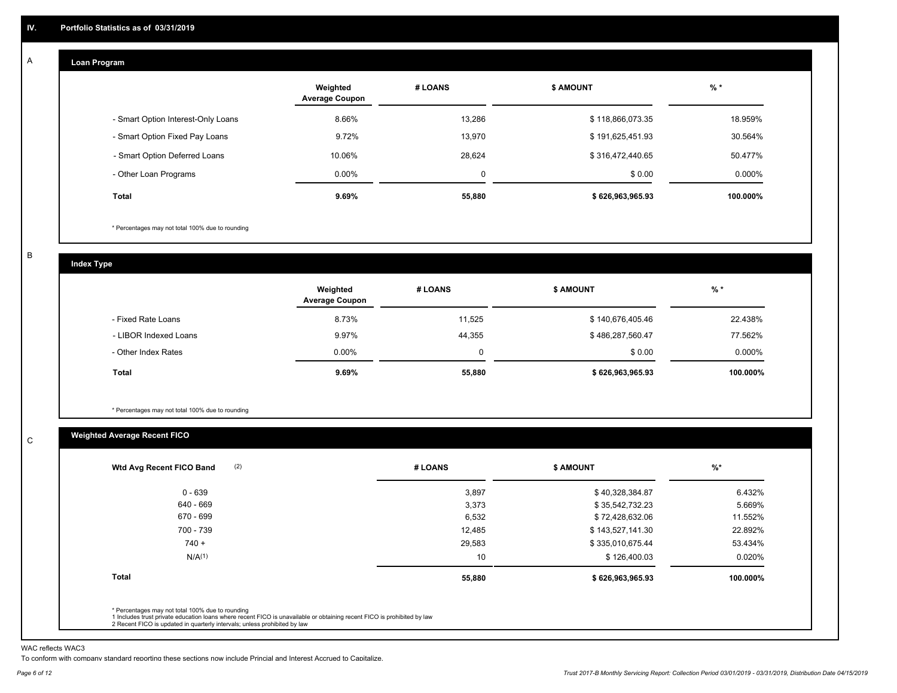## IV. Portfolio Statistics as of 03/31/2019

### A Loan Program

| | Weighted Average Coupon | # LOANS | $ AMOUNT | % * |
|---|---|---|---|---|
| - Smart Option Interest-Only Loans | 8.66% | 13,286 | $ 118,866,073.35 | 18.959% |
| - Smart Option Fixed Pay Loans | 9.72% | 13,970 | $ 191,625,451.93 | 30.564% |
| - Smart Option Deferred Loans | 10.06% | 28,624 | $ 316,472,440.65 | 50.477% |
| - Other Loan Programs | 0.00% | 0 | $ 0.00 | 0.000% |
| **Total** | **9.69%** | **55,880** | **$ 626,963,965.93** | **100.000%** |

\* Percentages may not total 100% due to rounding

### B Index Type

| | Weighted Average Coupon | # LOANS | $ AMOUNT | % * |
|---|---|---|---|---|
| - Fixed Rate Loans | 8.73% | 11,525 | $ 140,676,405.46 | 22.438% |
| - LIBOR Indexed Loans | 9.97% | 44,355 | $ 486,287,560.47 | 77.562% |
| - Other Index Rates | 0.00% | 0 | $ 0.00 | 0.000% |
| **Total** | **9.69%** | **55,880** | **$ 626,963,965.93** | **100.000%** |

\* Percentages may not total 100% due to rounding

### C Weighted Average Recent FICO

| Wtd Avg Recent FICO Band (2) | # LOANS | $ AMOUNT | %* |
|---|---|---|---|
| 0 - 639 | 3,897 | $ 40,328,384.87 | 6.432% |
| 640 - 669 | 3,373 | $ 35,542,732.23 | 5.669% |
| 670 - 699 | 6,532 | $ 72,428,632.06 | 11.552% |
| 700 - 739 | 12,485 | $ 143,527,141.30 | 22.892% |
| 740 + | 29,583 | $ 335,010,675.44 | 53.434% |
| N/A(1) | 10 | $ 126,400.03 | 0.020% |
| **Total** | **55,880** | **$ 626,963,965.93** | **100.000%** |

\* Percentages may not total 100% due to rounding
1 Includes trust private education loans where recent FICO is unavailable or obtaining recent FICO is prohibited by law
2 Recent FICO is updated in quarterly intervals; unless prohibited by law

WAC reflects WAC3
To conform with company standard reporting these sections now include Princial and Interest Accrued to Capitalize.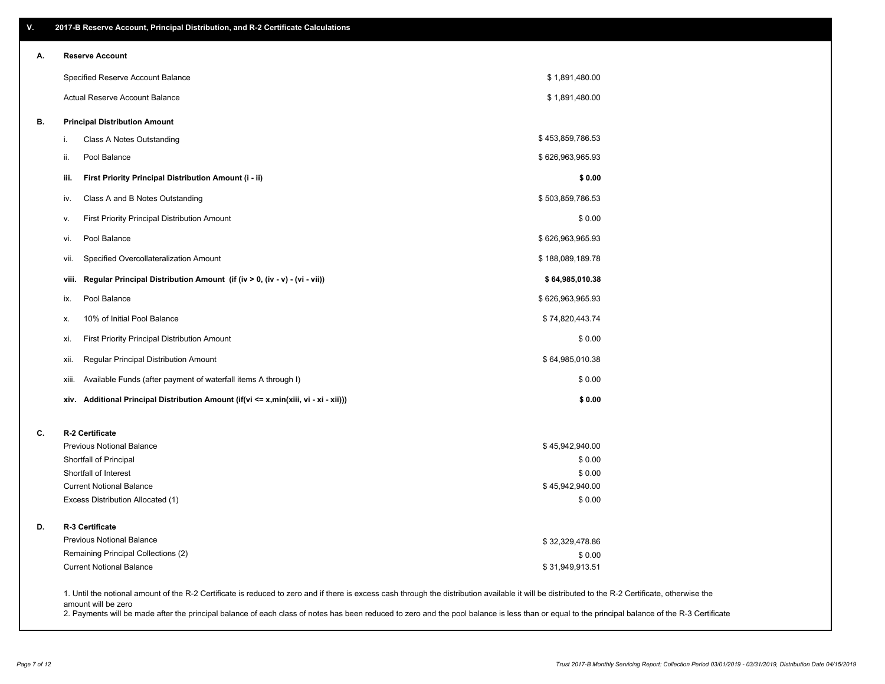## V. 2017-B Reserve Account, Principal Distribution, and R-2 Certificate Calculations

### A. Reserve Account

| | |
|---|---|
| Specified Reserve Account Balance | $ 1,891,480.00 |
| Actual Reserve Account Balance | $ 1,891,480.00 |

### B. Principal Distribution Amount

| | | |
|---|---|---|
| i. | Class A Notes Outstanding | $ 453,859,786.53 |
| ii. | Pool Balance | $ 626,963,965.93 |
| **iii.** | **First Priority Principal Distribution Amount (i - ii)** | **$ 0.00** |
| iv. | Class A and B Notes Outstanding | $ 503,859,786.53 |
| v. | First Priority Principal Distribution Amount | $ 0.00 |
| vi. | Pool Balance | $ 626,963,965.93 |
| vii. | Specified Overcollateralization Amount | $ 188,089,189.78 |
| **viii.** | **Regular Principal Distribution Amount (if (iv > 0, (iv - v) - (vi - vii))** | **$ 64,985,010.38** |
| ix. | Pool Balance | $ 626,963,965.93 |
| x. | 10% of Initial Pool Balance | $ 74,820,443.74 |
| xi. | First Priority Principal Distribution Amount | $ 0.00 |
| xii. | Regular Principal Distribution Amount | $ 64,985,010.38 |
| xiii. | Available Funds (after payment of waterfall items A through I) | $ 0.00 |
| **xiv.** | **Additional Principal Distribution Amount (if(vi <= x,min(xiii, vi - xi - xii)))** | **$ 0.00** |

### C. R-2 Certificate

| | |
|---|---|
| Previous Notional Balance | $ 45,942,940.00 |
| Shortfall of Principal | $ 0.00 |
| Shortfall of Interest | $ 0.00 |
| Current Notional Balance | $ 45,942,940.00 |
| Excess Distribution Allocated (1) | $ 0.00 |

### D. R-3 Certificate

| | |
|---|---|
| Previous Notional Balance | $ 32,329,478.86 |
| Remaining Principal Collections (2) | $ 0.00 |
| Current Notional Balance | $ 31,949,913.51 |

1. Until the notional amount of the R-2 Certificate is reduced to zero and if there is excess cash through the distribution available it will be distributed to the R-2 Certificate, otherwise the amount will be zero
2. Payments will be made after the principal balance of each class of notes has been reduced to zero and the pool balance is less than or equal to the principal balance of the R-3 Certificate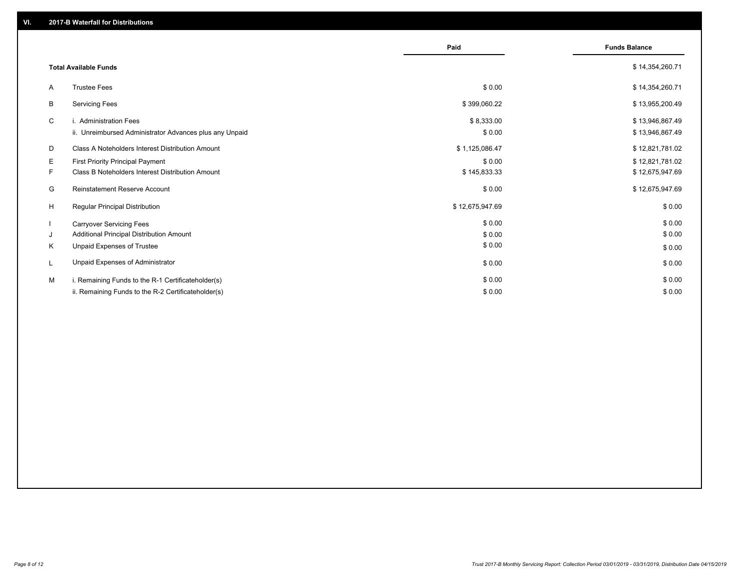## VI. 2017-B Waterfall for Distributions

| | | Paid | Funds Balance |
|---|---|---|---|
| | **Total Available Funds** | | $ 14,354,260.71 |
| A | Trustee Fees | $ 0.00 | $ 14,354,260.71 |
| B | Servicing Fees | $ 399,060.22 | $ 13,955,200.49 |
| C | i. Administration Fees | $ 8,333.00 | $ 13,946,867.49 |
| | ii. Unreimbursed Administrator Advances plus any Unpaid | $ 0.00 | $ 13,946,867.49 |
| D | Class A Noteholders Interest Distribution Amount | $ 1,125,086.47 | $ 12,821,781.02 |
| E | First Priority Principal Payment | $ 0.00 | $ 12,821,781.02 |
| F | Class B Noteholders Interest Distribution Amount | $ 145,833.33 | $ 12,675,947.69 |
| G | Reinstatement Reserve Account | $ 0.00 | $ 12,675,947.69 |
| H | Regular Principal Distribution | $ 12,675,947.69 | $ 0.00 |
| I | Carryover Servicing Fees | $ 0.00 | $ 0.00 |
| J | Additional Principal Distribution Amount | $ 0.00 | $ 0.00 |
| K | Unpaid Expenses of Trustee | $ 0.00 | $ 0.00 |
| L | Unpaid Expenses of Administrator | $ 0.00 | $ 0.00 |
| M | i. Remaining Funds to the R-1 Certificateholder(s) | $ 0.00 | $ 0.00 |
| | ii. Remaining Funds to the R-2 Certificateholder(s) | $ 0.00 | $ 0.00 |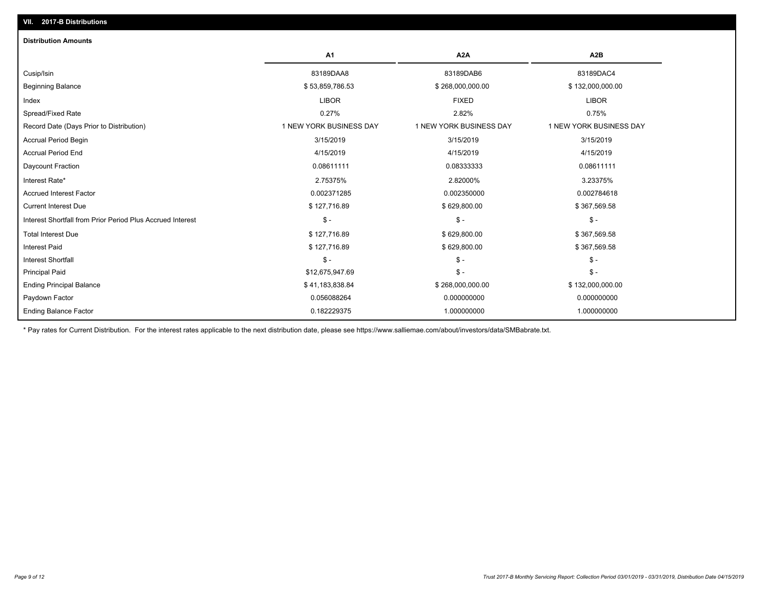## VII. 2017-B Distributions

### Distribution Amounts

| | A1 | A2A | A2B |
|---|---|---|---|
| Cusip/Isin | 83189DAA8 | 83189DAB6 | 83189DAC4 |
| Beginning Balance | $ 53,859,786.53 | $ 268,000,000.00 | $ 132,000,000.00 |
| Index | LIBOR | FIXED | LIBOR |
| Spread/Fixed Rate | 0.27% | 2.82% | 0.75% |
| Record Date (Days Prior to Distribution) | 1 NEW YORK BUSINESS DAY | 1 NEW YORK BUSINESS DAY | 1 NEW YORK BUSINESS DAY |
| Accrual Period Begin | 3/15/2019 | 3/15/2019 | 3/15/2019 |
| Accrual Period End | 4/15/2019 | 4/15/2019 | 4/15/2019 |
| Daycount Fraction | 0.08611111 | 0.08333333 | 0.08611111 |
| Interest Rate* | 2.75375% | 2.82000% | 3.23375% |
| Accrued Interest Factor | 0.002371285 | 0.002350000 | 0.002784618 |
| Current Interest Due | $ 127,716.89 | $ 629,800.00 | $ 367,569.58 |
| Interest Shortfall from Prior Period Plus Accrued Interest | $ - | $ - | $ - |
| Total Interest Due | $ 127,716.89 | $ 629,800.00 | $ 367,569.58 |
| Interest Paid | $ 127,716.89 | $ 629,800.00 | $ 367,569.58 |
| Interest Shortfall | $ - | $ - | $ - |
| Principal Paid | $12,675,947.69 | $ - | $ - |
| Ending Principal Balance | $ 41,183,838.84 | $ 268,000,000.00 | $ 132,000,000.00 |
| Paydown Factor | 0.056088264 | 0.000000000 | 0.000000000 |
| Ending Balance Factor | 0.182229375 | 1.000000000 | 1.000000000 |

* Pay rates for Current Distribution. For the interest rates applicable to the next distribution date, please see https://www.salliemae.com/about/investors/data/SMBabrate.txt.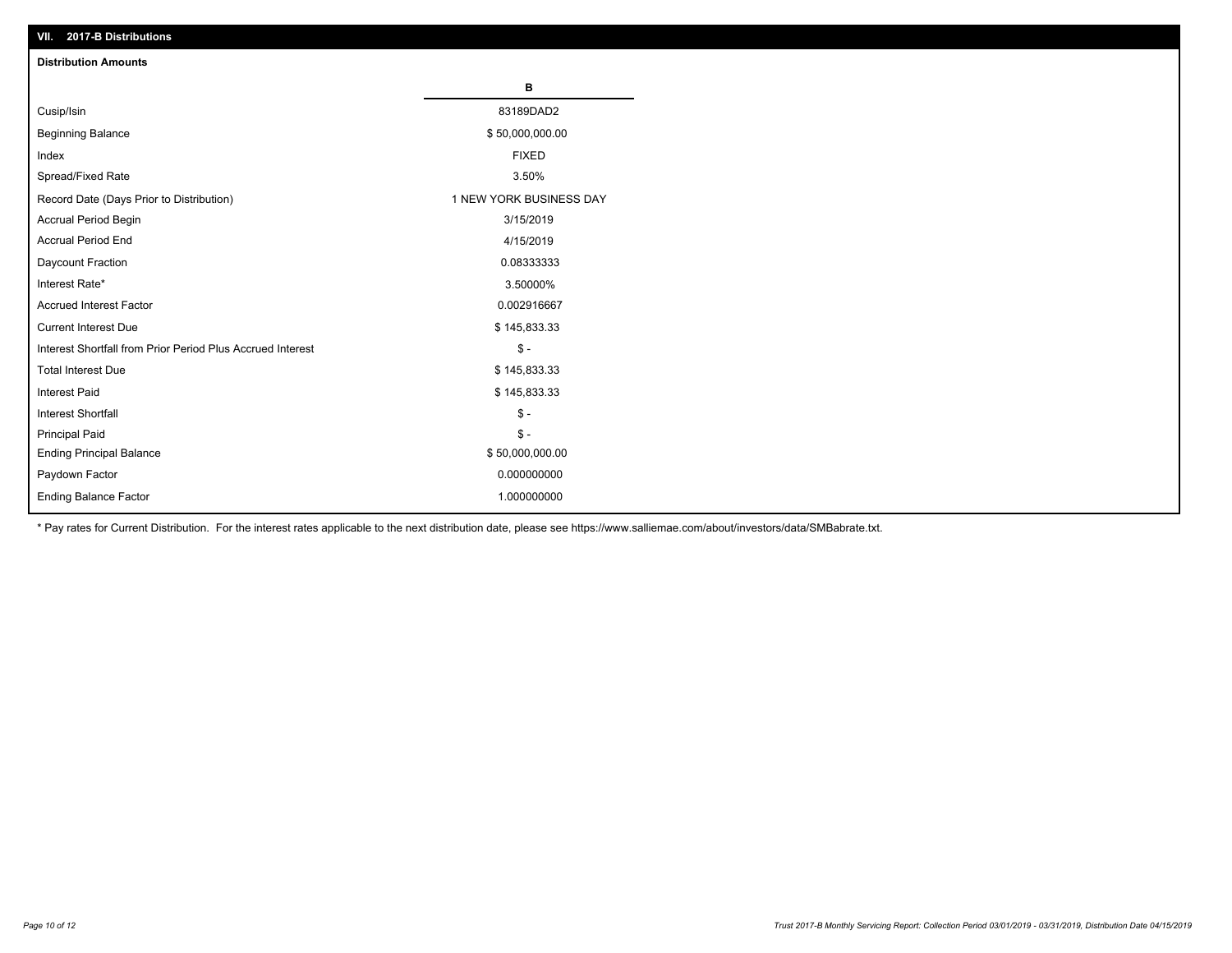## VII. 2017-B Distributions

### Distribution Amounts

| | B |
|---|---|
| Cusip/Isin | 83189DAD2 |
| Beginning Balance | $ 50,000,000.00 |
| Index | FIXED |
| Spread/Fixed Rate | 3.50% |
| Record Date (Days Prior to Distribution) | 1 NEW YORK BUSINESS DAY |
| Accrual Period Begin | 3/15/2019 |
| Accrual Period End | 4/15/2019 |
| Daycount Fraction | 0.08333333 |
| Interest Rate* | 3.50000% |
| Accrued Interest Factor | 0.002916667 |
| Current Interest Due | $ 145,833.33 |
| Interest Shortfall from Prior Period Plus Accrued Interest | $ - |
| Total Interest Due | $ 145,833.33 |
| Interest Paid | $ 145,833.33 |
| Interest Shortfall | $ - |
| Principal Paid | $ - |
| Ending Principal Balance | $ 50,000,000.00 |
| Paydown Factor | 0.000000000 |
| Ending Balance Factor | 1.000000000 |

* Pay rates for Current Distribution. For the interest rates applicable to the next distribution date, please see https://www.salliemae.com/about/investors/data/SMBabrate.txt.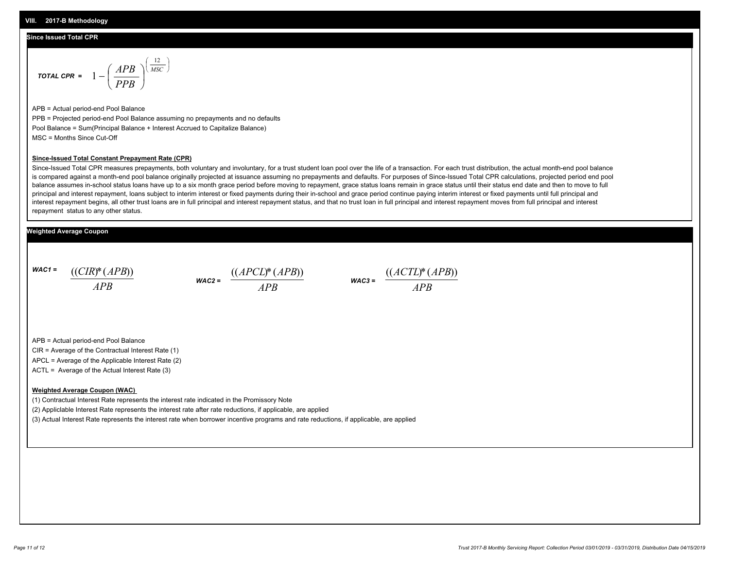## VIII. 2017-B Methodology

### Since Issued Total CPR

$$\textit{TOTAL CPR} = 1 - \left(\frac{APB}{PPB}\right)^{\left(\frac{12}{MSC}\right)}$$

APB = Actual period-end Pool Balance

PPB = Projected period-end Pool Balance assuming no prepayments and no defaults

Pool Balance = Sum(Principal Balance + Interest Accrued to Capitalize Balance)

MSC = Months Since Cut-Off

**Since-Issued Total Constant Prepayment Rate (CPR)**

Since-Issued Total CPR measures prepayments, both voluntary and involuntary, for a trust student loan pool over the life of a transaction. For each trust distribution, the actual month-end pool balance is compared against a month-end pool balance originally projected at issuance assuming no prepayments and defaults. For purposes of Since-Issued Total CPR calculations, projected period end pool balance assumes in-school status loans have up to a six month grace period before moving to repayment, grace status loans remain in grace status until their status end date and then to move to full principal and interest repayment, loans subject to interim interest or fixed payments during their in-school and grace period continue paying interim interest or fixed payments until full principal and interest repayment begins, all other trust loans are in full principal and interest repayment status, and that no trust loan in full principal and interest repayment moves from full principal and interest repayment status to any other status.

### Weighted Average Coupon

$$\textit{WAC1} = \frac{((CIR)*(APB))}{APB} \qquad \textit{WAC2} = \frac{((APCL)*(APB))}{APB} \qquad \textit{WAC3} = \frac{((ACTL)*(APB))}{APB}$$

APB = Actual period-end Pool Balance

CIR = Average of the Contractual Interest Rate (1)

APCL = Average of the Applicable Interest Rate (2)

ACTL = Average of the Actual Interest Rate (3)

**Weighted Average Coupon (WAC)**

(1) Contractual Interest Rate represents the interest rate indicated in the Promissory Note

(2) Appliclable Interest Rate represents the interest rate after rate reductions, if applicable, are applied

(3) Actual Interest Rate represents the interest rate when borrower incentive programs and rate reductions, if applicable, are applied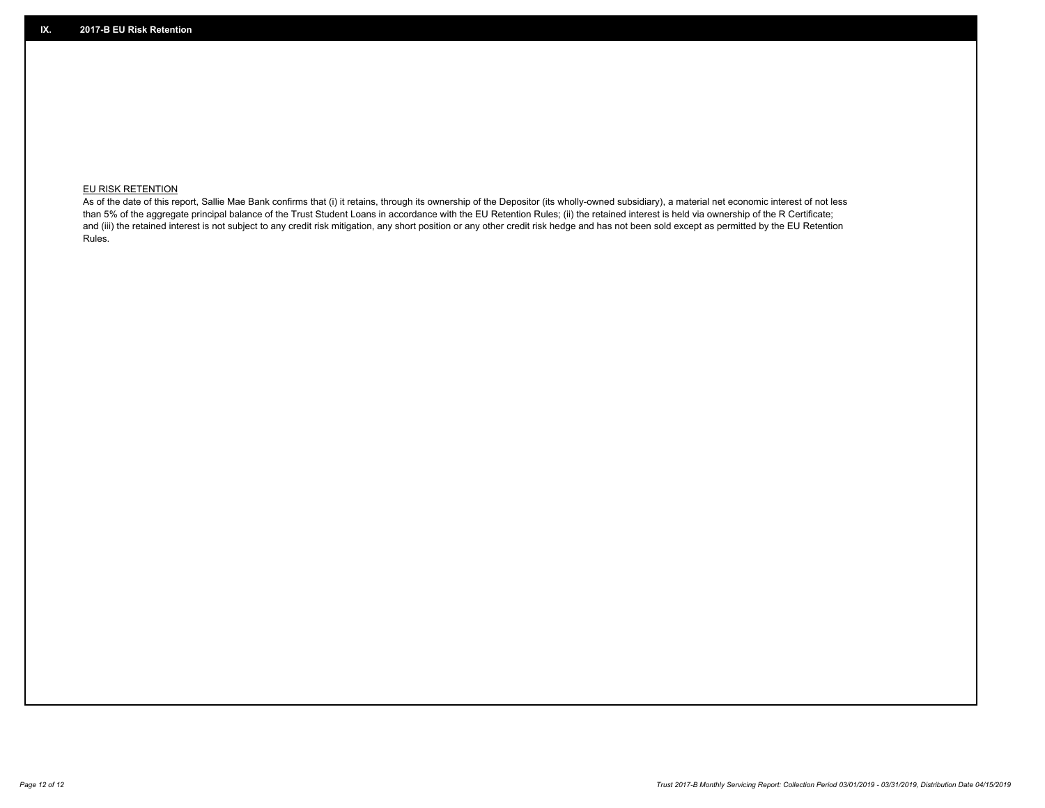## IX. 2017-B EU Risk Retention

EU RISK RETENTION

As of the date of this report, Sallie Mae Bank confirms that (i) it retains, through its ownership of the Depositor (its wholly-owned subsidiary), a material net economic interest of not less than 5% of the aggregate principal balance of the Trust Student Loans in accordance with the EU Retention Rules; (ii) the retained interest is held via ownership of the R Certificate; and (iii) the retained interest is not subject to any credit risk mitigation, any short position or any other credit risk hedge and has not been sold except as permitted by the EU Retention Rules.